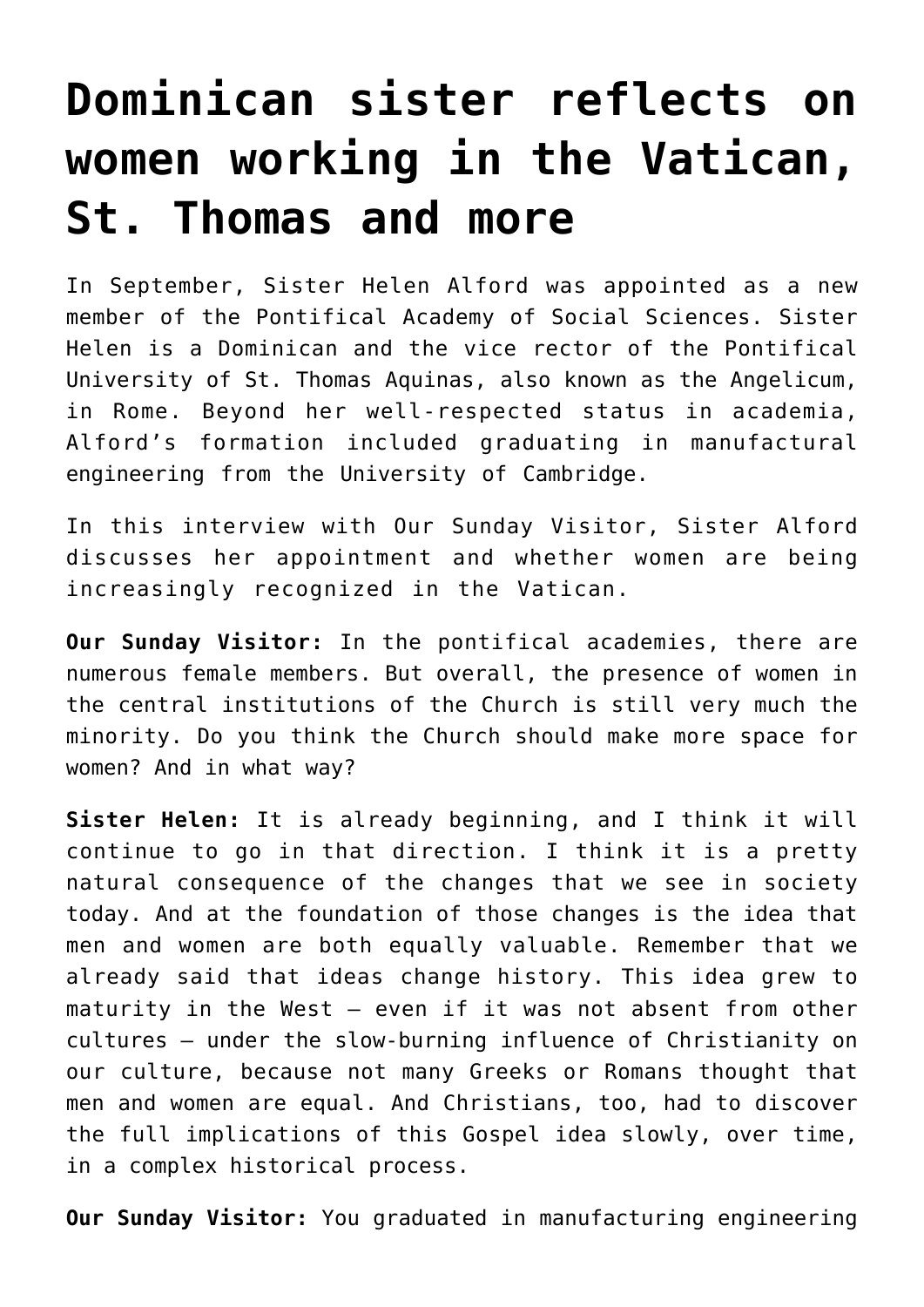# Dominican sister reflects on women working in the Vatican, St. Thomas and more

In September, Sister Helen Alford was appointed as a new member of the Pontifical Academy of Social Sciences. Sister Helen is a Dominican and the vice rector of the Pontifical University of St. Thomas Aquinas, also known as the Angelicum, in Rome. Beyond her well-respected status in academia, Alford's formation included graduating in manufactural engineering from the University of Cambridge.

In this interview with Our Sunday Visitor, Sister Alford discusses her appointment and whether women are being increasingly recognized in the Vatican.

**Our Sunday Visitor:** In the pontifical academies, there are numerous female members. But overall, the presence of women in the central institutions of the Church is still very much the minority. Do you think the Church should make more space for women? And in what way?

**Sister Helen:** It is already beginning, and I think it will continue to go in that direction. I think it is a pretty natural consequence of the changes that we see in society today. And at the foundation of those changes is the idea that men and women are both equally valuable. Remember that we already said that ideas change history. This idea grew to maturity in the West — even if it was not absent from other cultures — under the slow-burning influence of Christianity on our culture, because not many Greeks or Romans thought that men and women are equal. And Christians, too, had to discover the full implications of this Gospel idea slowly, over time, in a complex historical process.

**Our Sunday Visitor:** You graduated in manufacturing engineering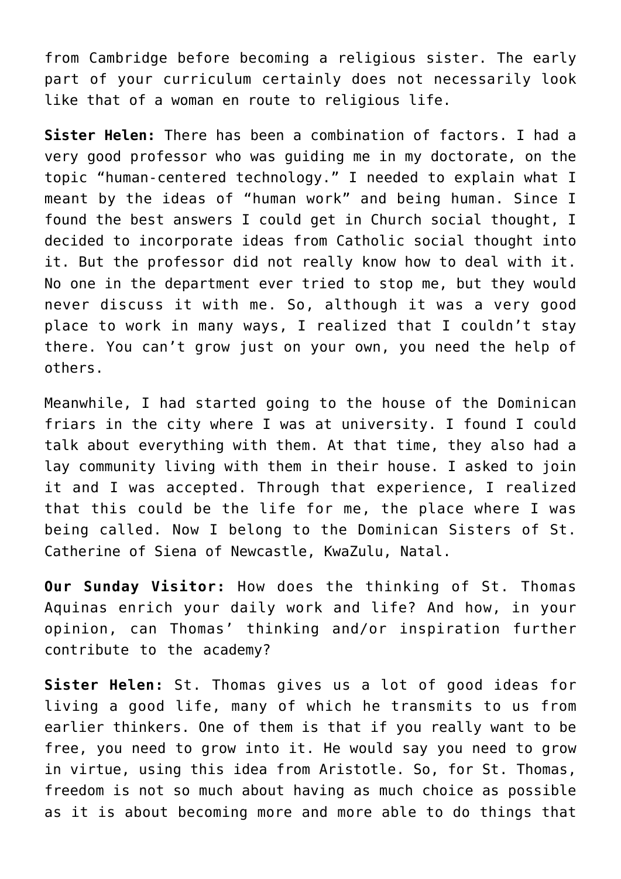from Cambridge before becoming a religious sister. The early part of your curriculum certainly does not necessarily look like that of a woman en route to religious life.

**Sister Helen:** There has been a combination of factors. I had a very good professor who was guiding me in my doctorate, on the topic “human-centered technology.” I needed to explain what I meant by the ideas of “human work” and being human. Since I found the best answers I could get in Church social thought, I decided to incorporate ideas from Catholic social thought into it. But the professor did not really know how to deal with it. No one in the department ever tried to stop me, but they would never discuss it with me. So, although it was a very good place to work in many ways, I realized that I couldn’t stay there. You can’t grow just on your own, you need the help of others.

Meanwhile, I had started going to the house of the Dominican friars in the city where I was at university. I found I could talk about everything with them. At that time, they also had a lay community living with them in their house. I asked to join it and I was accepted. Through that experience, I realized that this could be the life for me, the place where I was being called. Now I belong to the Dominican Sisters of St. Catherine of Siena of Newcastle, KwaZulu, Natal.

**Our Sunday Visitor:** How does the thinking of St. Thomas Aquinas enrich your daily work and life? And how, in your opinion, can Thomas’ thinking and/or inspiration further contribute to the academy?

**Sister Helen:** St. Thomas gives us a lot of good ideas for living a good life, many of which he transmits to us from earlier thinkers. One of them is that if you really want to be free, you need to grow into it. He would say you need to grow in virtue, using this idea from Aristotle. So, for St. Thomas, freedom is not so much about having as much choice as possible as it is about becoming more and more able to do things that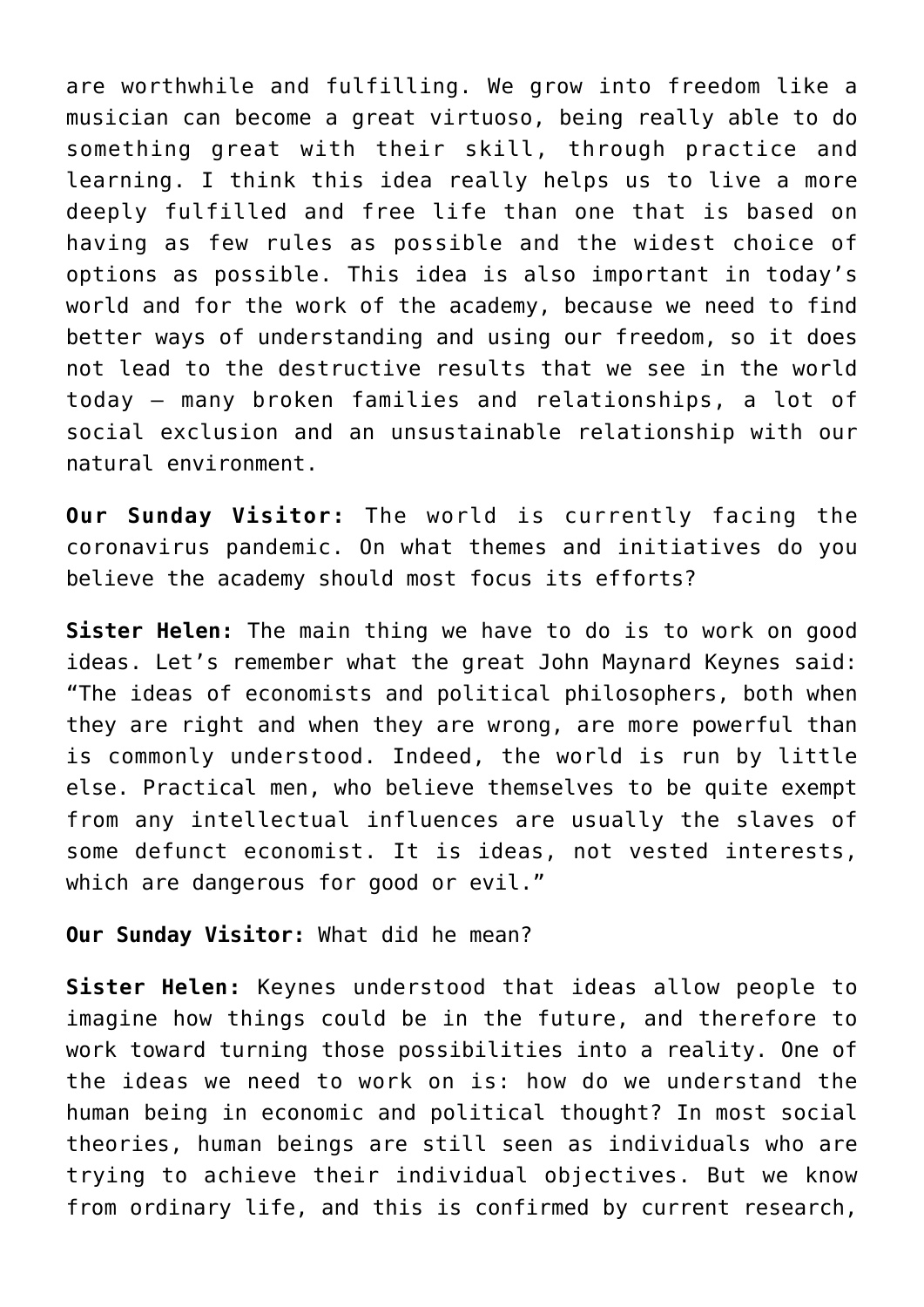are worthwhile and fulfilling. We grow into freedom like a musician can become a great virtuoso, being really able to do something great with their skill, through practice and learning. I think this idea really helps us to live a more deeply fulfilled and free life than one that is based on having as few rules as possible and the widest choice of options as possible. This idea is also important in today's world and for the work of the academy, because we need to find better ways of understanding and using our freedom, so it does not lead to the destructive results that we see in the world today — many broken families and relationships, a lot of social exclusion and an unsustainable relationship with our natural environment.

**Our Sunday Visitor:** The world is currently facing the coronavirus pandemic. On what themes and initiatives do you believe the academy should most focus its efforts?

**Sister Helen:** The main thing we have to do is to work on good ideas. Let's remember what the great John Maynard Keynes said: "The ideas of economists and political philosophers, both when they are right and when they are wrong, are more powerful than is commonly understood. Indeed, the world is run by little else. Practical men, who believe themselves to be quite exempt from any intellectual influences are usually the slaves of some defunct economist. It is ideas, not vested interests, which are dangerous for good or evil."

**Our Sunday Visitor:** What did he mean?

**Sister Helen:** Keynes understood that ideas allow people to imagine how things could be in the future, and therefore to work toward turning those possibilities into a reality. One of the ideas we need to work on is: how do we understand the human being in economic and political thought? In most social theories, human beings are still seen as individuals who are trying to achieve their individual objectives. But we know from ordinary life, and this is confirmed by current research,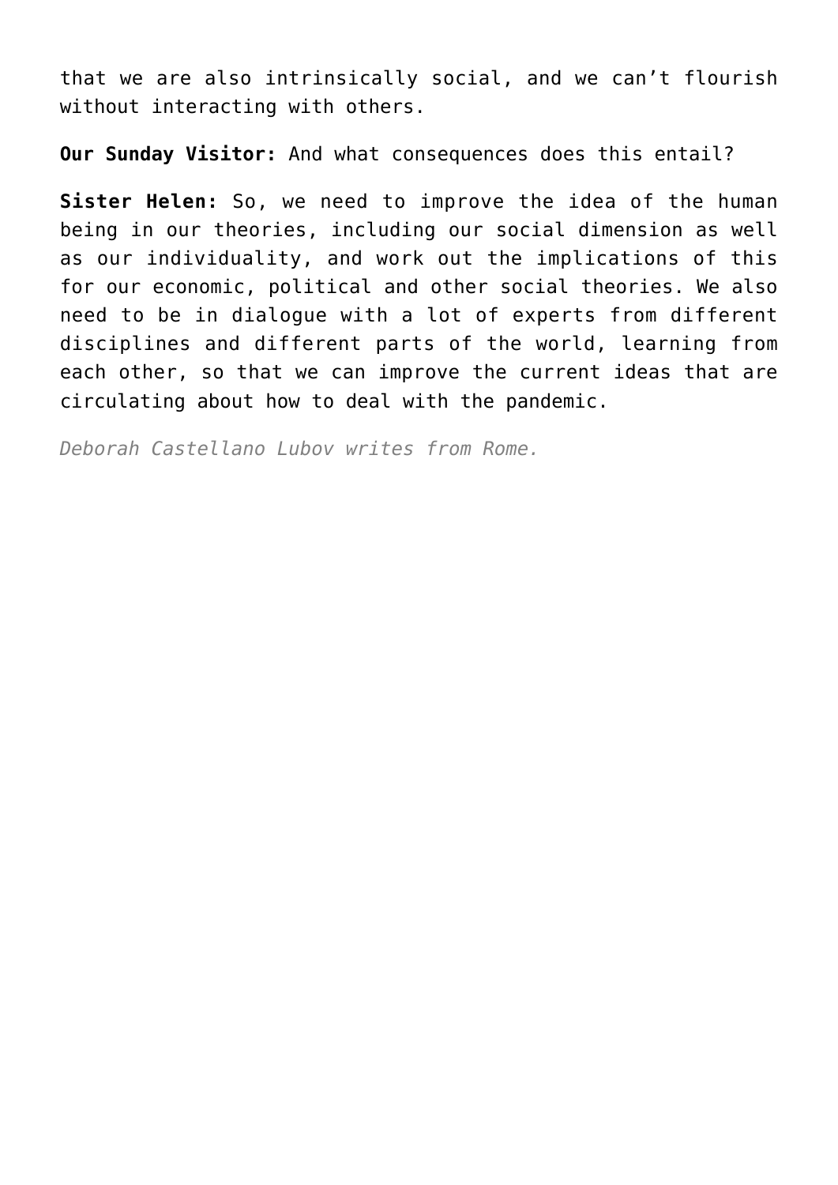that we are also intrinsically social, and we can’t flourish without interacting with others.

**Our Sunday Visitor:** And what consequences does this entail?

**Sister Helen:** So, we need to improve the idea of the human being in our theories, including our social dimension as well as our individuality, and work out the implications of this for our economic, political and other social theories. We also need to be in dialogue with a lot of experts from different disciplines and different parts of the world, learning from each other, so that we can improve the current ideas that are circulating about how to deal with the pandemic.

*Deborah Castellano Lubov writes from Rome.*